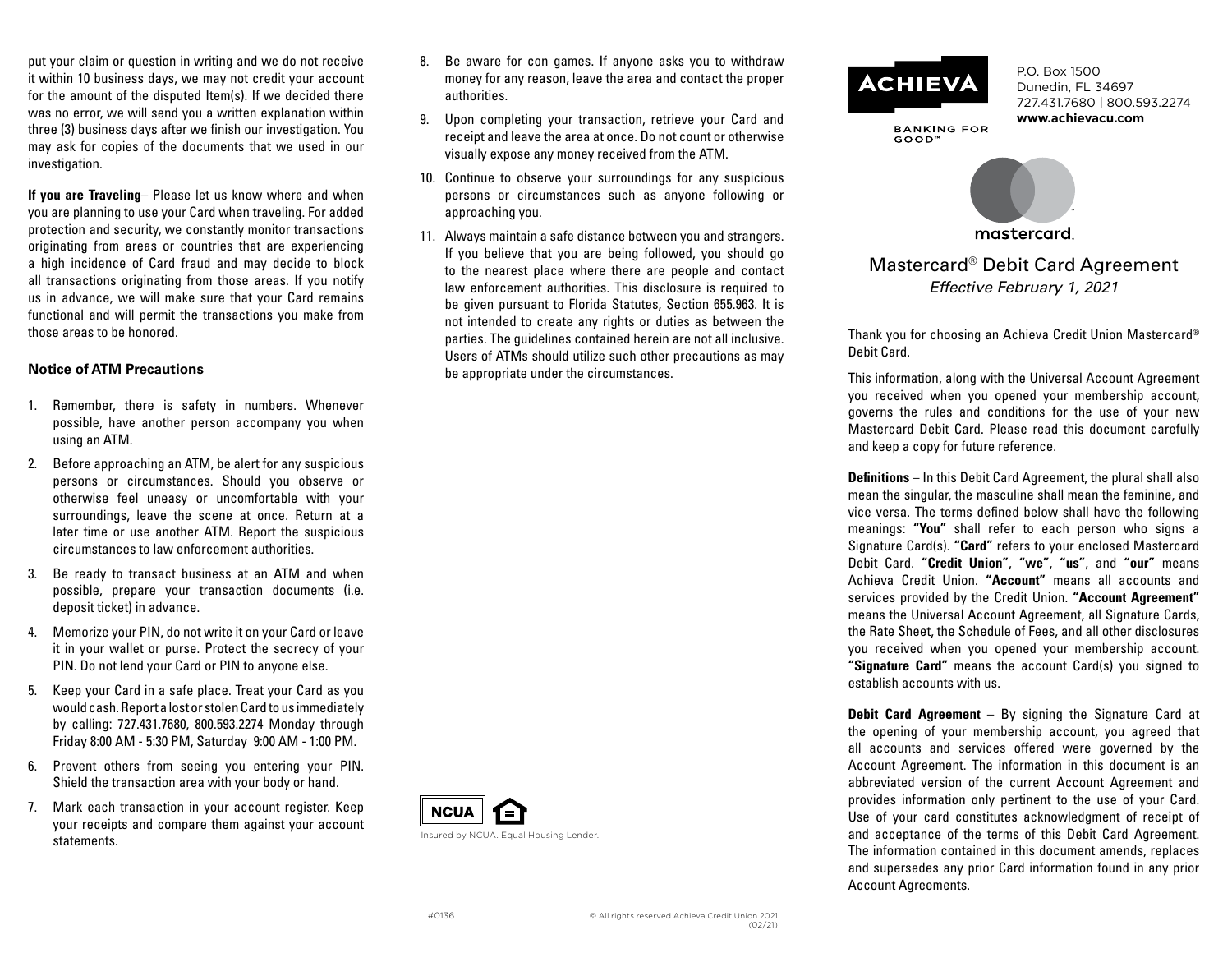put your claim or question in writing and we do not receive it within 10 business days, we may not credit your account for the amount of the disputed Item(s). If we decided there was no error, we will send you a written explanation within three (3) business days after we finish our investigation. You may ask for copies of the documents that we used in our investigation.

**If you are Traveling**– Please let us know where and when you are planning to use your Card when traveling. For added protection and security, we constantly monitor transactions originating from areas or countries that are experiencing a high incidence of Card fraud and may decide to block all transactions originating from those areas. If you notify us in advance, we will make sure that your Card remains functional and will permit the transactions you make from those areas to be honored.

### Notice of ATM Precautions

1. Remember, there is safety in numbers. Whenever possible, have another person accompany you when using an ATM.
2. Before approaching an ATM, be alert for any suspicious persons or circumstances. Should you observe or otherwise feel uneasy or uncomfortable with your surroundings, leave the scene at once. Return at a later time or use another ATM. Report the suspicious circumstances to law enforcement authorities.
3. Be ready to transact business at an ATM and when possible, prepare your transaction documents (i.e. deposit ticket) in advance.
4. Memorize your PIN, do not write it on your Card or leave it in your wallet or purse. Protect the secrecy of your PIN. Do not lend your Card or PIN to anyone else.
5. Keep your Card in a safe place. Treat your Card as you would cash. Report a lost or stolen Card to us immediately by calling: 727.431.7680, 800.593.2274 Monday through Friday 8:00 AM - 5:30 PM, Saturday 9:00 AM - 1:00 PM.
6. Prevent others from seeing you entering your PIN. Shield the transaction area with your body or hand.
7. Mark each transaction in your account register. Keep your receipts and compare them against your account statements.
8. Be aware for con games. If anyone asks you to withdraw money for any reason, leave the area and contact the proper authorities.
9. Upon completing your transaction, retrieve your Card and receipt and leave the area at once. Do not count or otherwise visually expose any money received from the ATM.
10. Continue to observe your surroundings for any suspicious persons or circumstances such as anyone following or approaching you.
11. Always maintain a safe distance between you and strangers. If you believe that you are being followed, you should go to the nearest place where there are people and contact law enforcement authorities. This disclosure is required to be given pursuant to Florida Statutes, Section 655.963. It is not intended to create any rights or duties as between the parties. The guidelines contained herein are not all inclusive. Users of ATMs should utilize such other precautions as may be appropriate under the circumstances.

NCUA

Insured by NCUA. Equal Housing Lender.

#0136

© All rights reserved Achieva Credit Union 2021 (02/21)

ACHIEVA

BANKING FOR GOOD™

P.O. Box 1500
Dunedin, FL 34697
727.431.7680 | 800.593.2274
**www.achievacu.com**

mastercard.

# Mastercard® Debit Card Agreement

*Effective February 1, 2021*

Thank you for choosing an Achieva Credit Union Mastercard® Debit Card.

This information, along with the Universal Account Agreement you received when you opened your membership account, governs the rules and conditions for the use of your new Mastercard Debit Card. Please read this document carefully and keep a copy for future reference.

**Definitions** – In this Debit Card Agreement, the plural shall also mean the singular, the masculine shall mean the feminine, and vice versa. The terms defined below shall have the following meanings: **"You"** shall refer to each person who signs a Signature Card(s). **"Card"** refers to your enclosed Mastercard Debit Card. **"Credit Union"**, **"we"**, **"us"**, and **"our"** means Achieva Credit Union. **"Account"** means all accounts and services provided by the Credit Union. **"Account Agreement"** means the Universal Account Agreement, all Signature Cards, the Rate Sheet, the Schedule of Fees, and all other disclosures you received when you opened your membership account. **"Signature Card"** means the account Card(s) you signed to establish accounts with us.

**Debit Card Agreement** – By signing the Signature Card at the opening of your membership account, you agreed that all accounts and services offered were governed by the Account Agreement. The information in this document is an abbreviated version of the current Account Agreement and provides information only pertinent to the use of your Card. Use of your card constitutes acknowledgment of receipt of and acceptance of the terms of this Debit Card Agreement. The information contained in this document amends, replaces and supersedes any prior Card information found in any prior Account Agreements.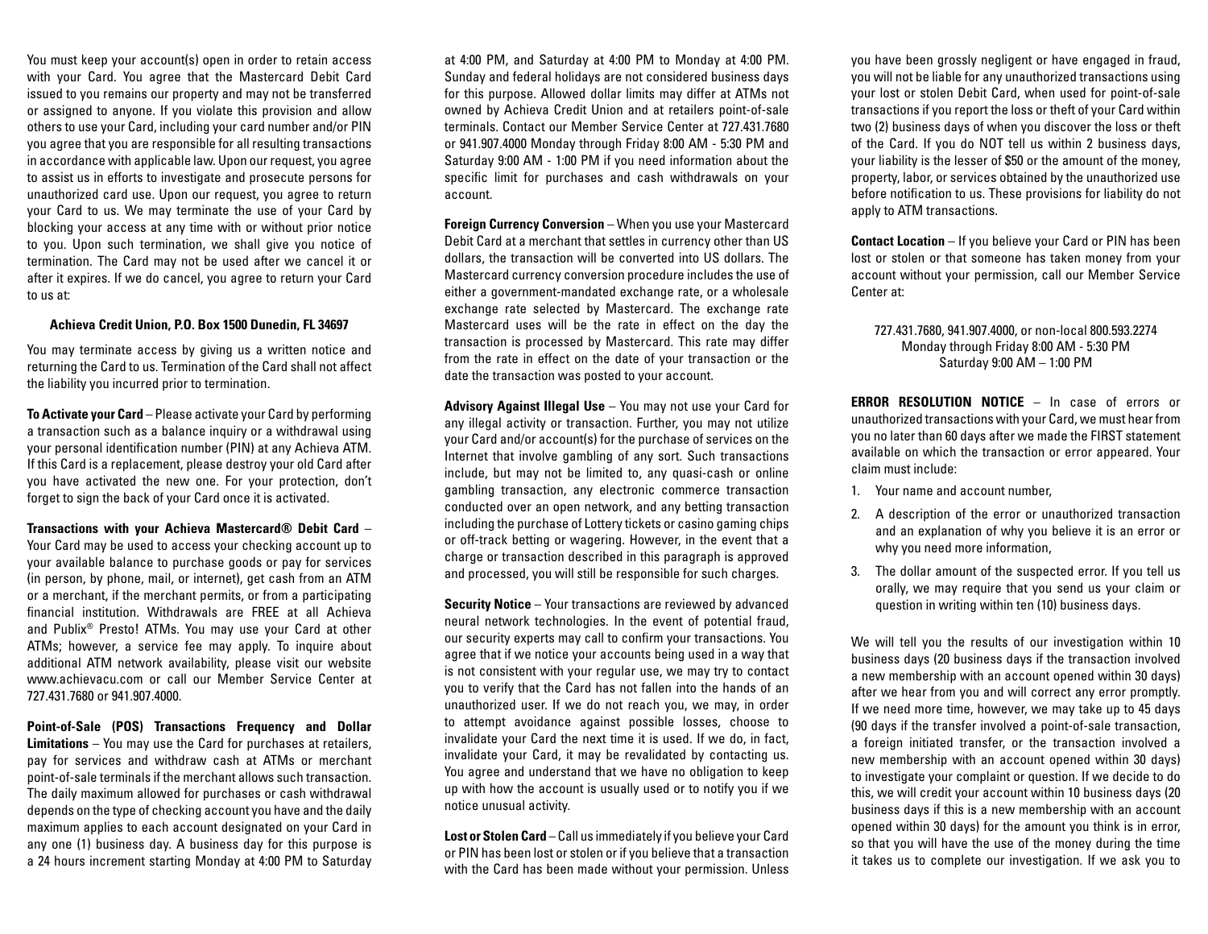You must keep your account(s) open in order to retain access with your Card. You agree that the Mastercard Debit Card issued to you remains our property and may not be transferred or assigned to anyone. If you violate this provision and allow others to use your Card, including your card number and/or PIN you agree that you are responsible for all resulting transactions in accordance with applicable law. Upon our request, you agree to assist us in efforts to investigate and prosecute persons for unauthorized card use. Upon our request, you agree to return your Card to us. We may terminate the use of your Card by blocking your access at any time with or without prior notice to you. Upon such termination, we shall give you notice of termination. The Card may not be used after we cancel it or after it expires. If we do cancel, you agree to return your Card to us at:

**Achieva Credit Union, P.O. Box 1500 Dunedin, FL 34697**

You may terminate access by giving us a written notice and returning the Card to us. Termination of the Card shall not affect the liability you incurred prior to termination.

**To Activate your Card** – Please activate your Card by performing a transaction such as a balance inquiry or a withdrawal using your personal identification number (PIN) at any Achieva ATM. If this Card is a replacement, please destroy your old Card after you have activated the new one. For your protection, don't forget to sign the back of your Card once it is activated.

**Transactions with your Achieva Mastercard® Debit Card** – Your Card may be used to access your checking account up to your available balance to purchase goods or pay for services (in person, by phone, mail, or internet), get cash from an ATM or a merchant, if the merchant permits, or from a participating financial institution. Withdrawals are FREE at all Achieva and Publix® Presto! ATMs. You may use your Card at other ATMs; however, a service fee may apply. To inquire about additional ATM network availability, please visit our website www.achievacu.com or call our Member Service Center at 727.431.7680 or 941.907.4000.

**Point-of-Sale (POS) Transactions Frequency and Dollar Limitations** – You may use the Card for purchases at retailers, pay for services and withdraw cash at ATMs or merchant point-of-sale terminals if the merchant allows such transaction. The daily maximum allowed for purchases or cash withdrawal depends on the type of checking account you have and the daily maximum applies to each account designated on your Card in any one (1) business day. A business day for this purpose is a 24 hours increment starting Monday at 4:00 PM to Saturday at 4:00 PM, and Saturday at 4:00 PM to Monday at 4:00 PM. Sunday and federal holidays are not considered business days for this purpose. Allowed dollar limits may differ at ATMs not owned by Achieva Credit Union and at retailers point-of-sale terminals. Contact our Member Service Center at 727.431.7680 or 941.907.4000 Monday through Friday 8:00 AM - 5:30 PM and Saturday 9:00 AM - 1:00 PM if you need information about the specific limit for purchases and cash withdrawals on your account.

**Foreign Currency Conversion** – When you use your Mastercard Debit Card at a merchant that settles in currency other than US dollars, the transaction will be converted into US dollars. The Mastercard currency conversion procedure includes the use of either a government-mandated exchange rate, or a wholesale exchange rate selected by Mastercard. The exchange rate Mastercard uses will be the rate in effect on the day the transaction is processed by Mastercard. This rate may differ from the rate in effect on the date of your transaction or the date the transaction was posted to your account.

**Advisory Against Illegal Use** – You may not use your Card for any illegal activity or transaction. Further, you may not utilize your Card and/or account(s) for the purchase of services on the Internet that involve gambling of any sort. Such transactions include, but may not be limited to, any quasi-cash or online gambling transaction, any electronic commerce transaction conducted over an open network, and any betting transaction including the purchase of Lottery tickets or casino gaming chips or off-track betting or wagering. However, in the event that a charge or transaction described in this paragraph is approved and processed, you will still be responsible for such charges.

**Security Notice** – Your transactions are reviewed by advanced neural network technologies. In the event of potential fraud, our security experts may call to confirm your transactions. You agree that if we notice your accounts being used in a way that is not consistent with your regular use, we may try to contact you to verify that the Card has not fallen into the hands of an unauthorized user. If we do not reach you, we may, in order to attempt avoidance against possible losses, choose to invalidate your Card the next time it is used. If we do, in fact, invalidate your Card, it may be revalidated by contacting us. You agree and understand that we have no obligation to keep up with how the account is usually used or to notify you if we notice unusual activity.

**Lost or Stolen Card** – Call us immediately if you believe your Card or PIN has been lost or stolen or if you believe that a transaction with the Card has been made without your permission. Unless you have been grossly negligent or have engaged in fraud, you will not be liable for any unauthorized transactions using your lost or stolen Debit Card, when used for point-of-sale transactions if you report the loss or theft of your Card within two (2) business days of when you discover the loss or theft of the Card. If you do NOT tell us within 2 business days, your liability is the lesser of $50 or the amount of the money, property, labor, or services obtained by the unauthorized use before notification to us. These provisions for liability do not apply to ATM transactions.

**Contact Location** – If you believe your Card or PIN has been lost or stolen or that someone has taken money from your account without your permission, call our Member Service Center at:

727.431.7680, 941.907.4000, or non-local 800.593.2274
Monday through Friday 8:00 AM - 5:30 PM
Saturday 9:00 AM – 1:00 PM

**ERROR RESOLUTION NOTICE** – In case of errors or unauthorized transactions with your Card, we must hear from you no later than 60 days after we made the FIRST statement available on which the transaction or error appeared. Your claim must include:

1. Your name and account number,
2. A description of the error or unauthorized transaction and an explanation of why you believe it is an error or why you need more information,
3. The dollar amount of the suspected error. If you tell us orally, we may require that you send us your claim or question in writing within ten (10) business days.

We will tell you the results of our investigation within 10 business days (20 business days if the transaction involved a new membership with an account opened within 30 days) after we hear from you and will correct any error promptly. If we need more time, however, we may take up to 45 days (90 days if the transfer involved a point-of-sale transaction, a foreign initiated transfer, or the transaction involved a new membership with an account opened within 30 days) to investigate your complaint or question. If we decide to do this, we will credit your account within 10 business days (20 business days if this is a new membership with an account opened within 30 days) for the amount you think is in error, so that you will have the use of the money during the time it takes us to complete our investigation. If we ask you to